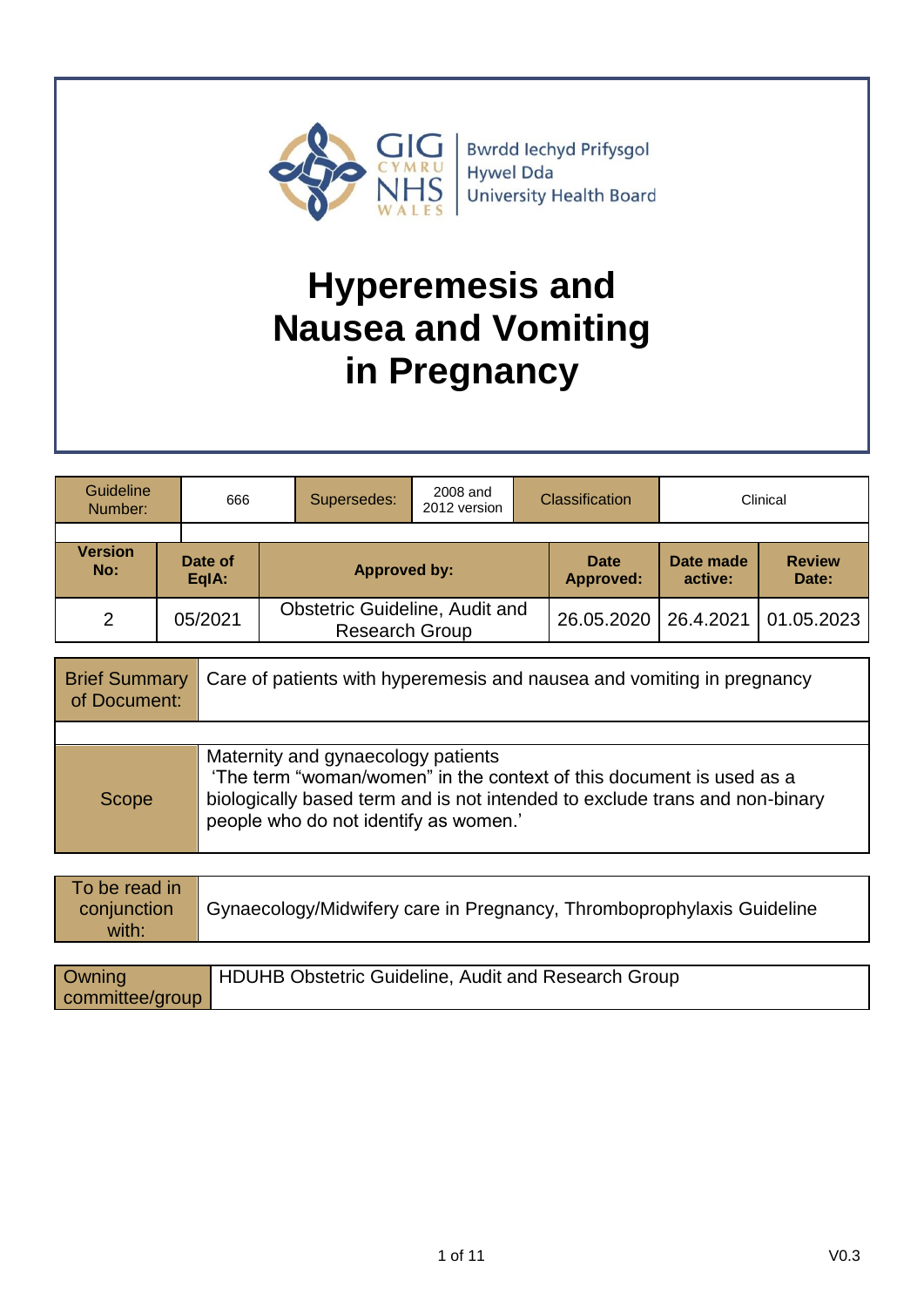GIG CYMRU NHS WALES | Bwrdd Iechyd Prifysgol Hywel Dda University Health Board

# Hyperemesis and Nausea and Vomiting in Pregnancy

| Guideline Number: | 666 | Supersedes: | 2008 and 2012 version | Classification | Clinical |
|---|---|---|---|---|---|

| Version No: | Date of EqIA: | Approved by: | Date Approved: | Date made active: | Review Date: |
|---|---|---|---|---|---|
| 2 | 05/2021 | Obstetric Guideline, Audit and Research Group | 26.05.2020 | 26.4.2021 | 01.05.2023 |

| Brief Summary of Document: | Care of patients with hyperemesis and nausea and vomiting in pregnancy |
|---|---|
| Scope | Maternity and gynaecology patients<br>'The term "woman/women" in the context of this document is used as a biologically based term and is not intended to exclude trans and non-binary people who do not identify as women.' |

| To be read in conjunction with: | Gynaecology/Midwifery care in Pregnancy, Thromboprophylaxis Guideline |
|---|---|

| Owning committee/group | HDUHB Obstetric Guideline, Audit and Research Group |
|---|---|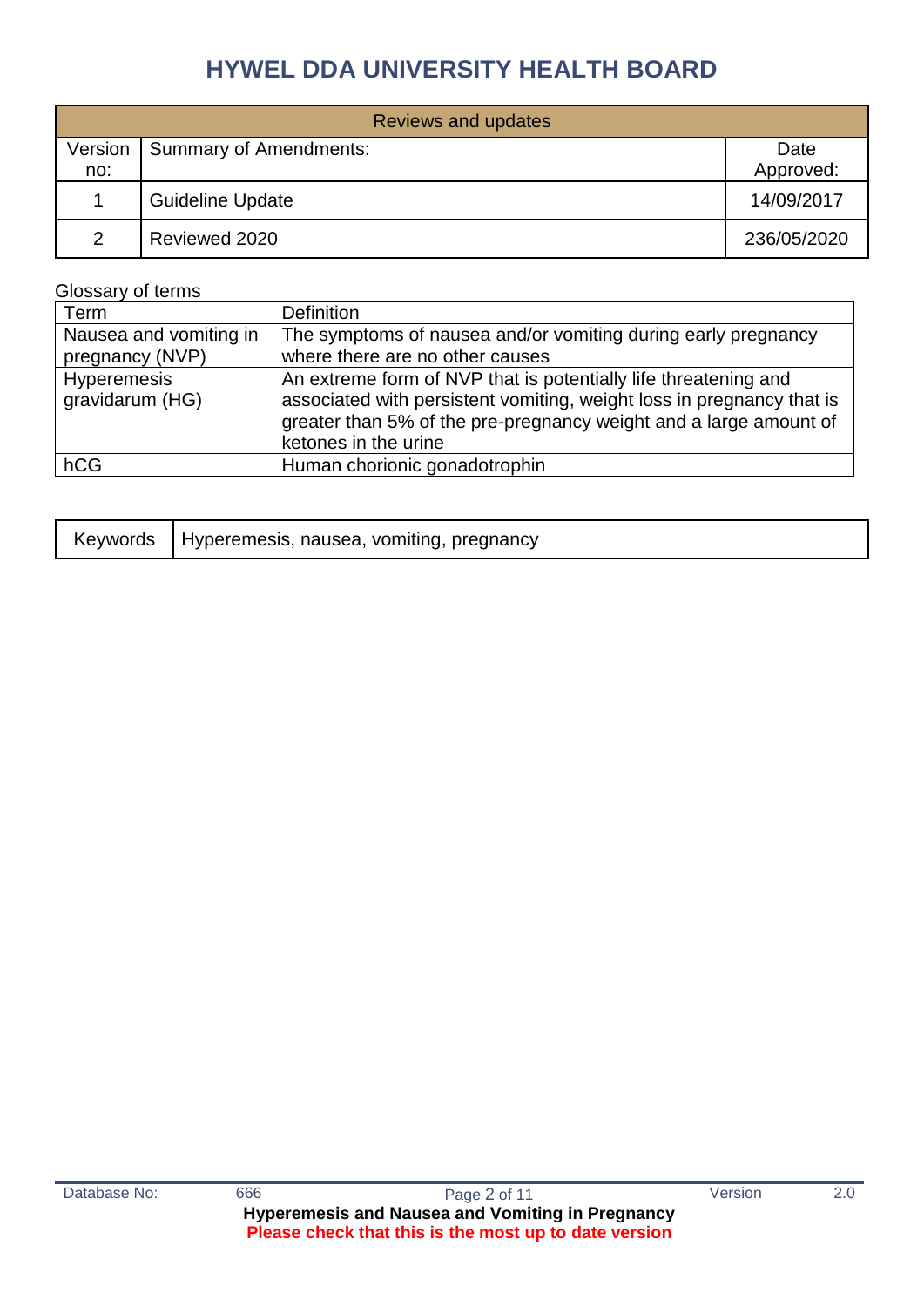# HYWEL DDA UNIVERSITY HEALTH BOARD

| Reviews and updates | | |
|---|---|---|
| Version no: | Summary of Amendments: | Date Approved: |
| 1 | Guideline Update | 14/09/2017 |
| 2 | Reviewed 2020 | 236/05/2020 |

Glossary of terms

| Term | Definition |
|---|---|
| Nausea and vomiting in pregnancy (NVP) | The symptoms of nausea and/or vomiting during early pregnancy where there are no other causes |
| Hyperemesis gravidarum (HG) | An extreme form of NVP that is potentially life threatening and associated with persistent vomiting, weight loss in pregnancy that is greater than 5% of the pre-pregnancy weight and a large amount of ketones in the urine |
| hCG | Human chorionic gonadotrophin |

| Keywords | Hyperemesis, nausea, vomiting, pregnancy |
|---|---|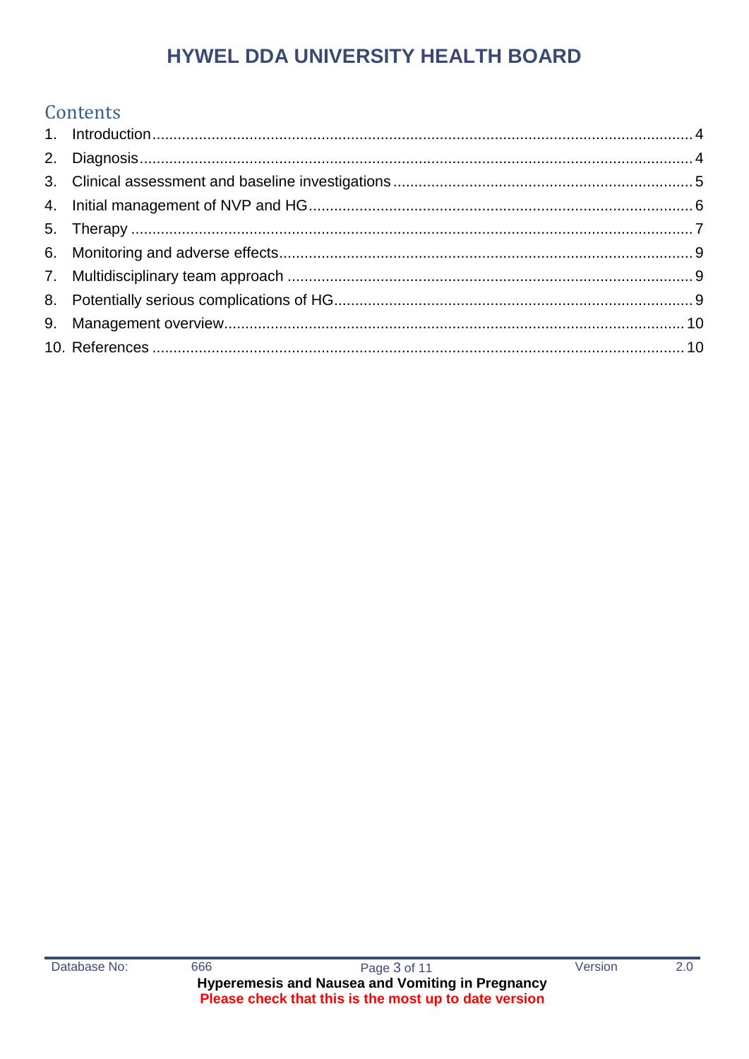## Contents

1. Introduction ........................................................................................................................ 4
2. Diagnosis ........................................................................................................................... 4
3. Clinical assessment and baseline investigations ...................................................................... 5
4. Initial management of NVP and HG ........................................................................................ 6
5. Therapy ................................................................................................................................ 7
6. Monitoring and adverse effects ................................................................................................ 9
7. Multidisciplinary team approach .............................................................................................. 9
8. Potentially serious complications of HG ................................................................................... 9
9. Management overview .......................................................................................................... 10
10. References .......................................................................................................................... 10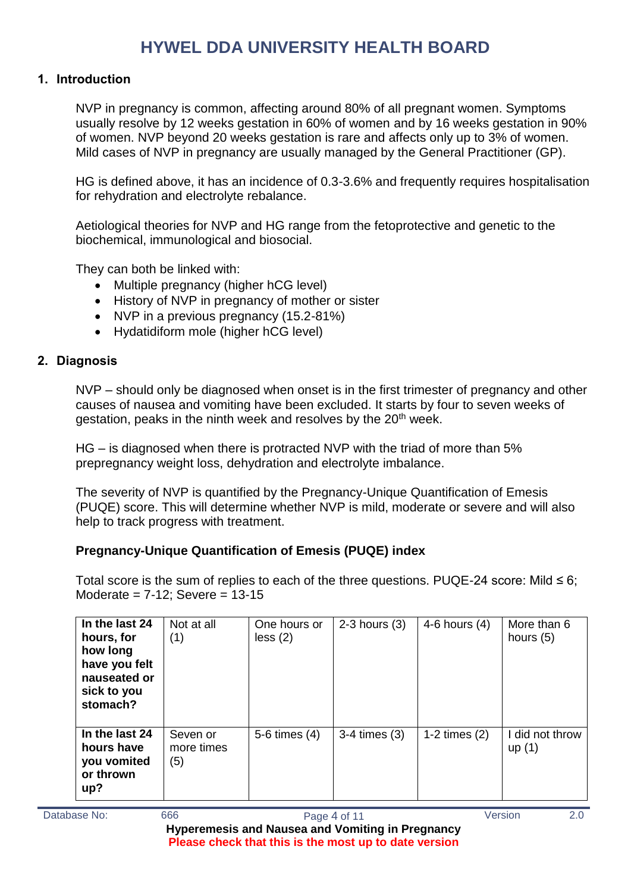# HYWEL DDA UNIVERSITY HEALTH BOARD

## 1. Introduction

NVP in pregnancy is common, affecting around 80% of all pregnant women. Symptoms usually resolve by 12 weeks gestation in 60% of women and by 16 weeks gestation in 90% of women. NVP beyond 20 weeks gestation is rare and affects only up to 3% of women. Mild cases of NVP in pregnancy are usually managed by the General Practitioner (GP).

HG is defined above, it has an incidence of 0.3-3.6% and frequently requires hospitalisation for rehydration and electrolyte rebalance.

Aetiological theories for NVP and HG range from the fetoprotective and genetic to the biochemical, immunological and biosocial.

They can both be linked with:

- Multiple pregnancy (higher hCG level)
- History of NVP in pregnancy of mother or sister
- NVP in a previous pregnancy (15.2-81%)
- Hydatidiform mole (higher hCG level)

## 2. Diagnosis

NVP – should only be diagnosed when onset is in the first trimester of pregnancy and other causes of nausea and vomiting have been excluded. It starts by four to seven weeks of gestation, peaks in the ninth week and resolves by the 20th week.

HG – is diagnosed when there is protracted NVP with the triad of more than 5% prepregnancy weight loss, dehydration and electrolyte imbalance.

The severity of NVP is quantified by the Pregnancy-Unique Quantification of Emesis (PUQE) score. This will determine whether NVP is mild, moderate or severe and will also help to track progress with treatment.

### Pregnancy-Unique Quantification of Emesis (PUQE) index

Total score is the sum of replies to each of the three questions. PUQE-24 score: Mild ≤ 6; Moderate = 7-12; Severe = 13-15

| | | | | | |
|---|---|---|---|---|---|
| **In the last 24 hours, for how long have you felt nauseated or sick to you stomach?** | Not at all (1) | One hours or less (2) | 2-3 hours (3) | 4-6 hours (4) | More than 6 hours (5) |
| **In the last 24 hours have you vomited or thrown up?** | Seven or more times (5) | 5-6 times (4) | 3-4 times (3) | 1-2 times (2) | I did not throw up (1) |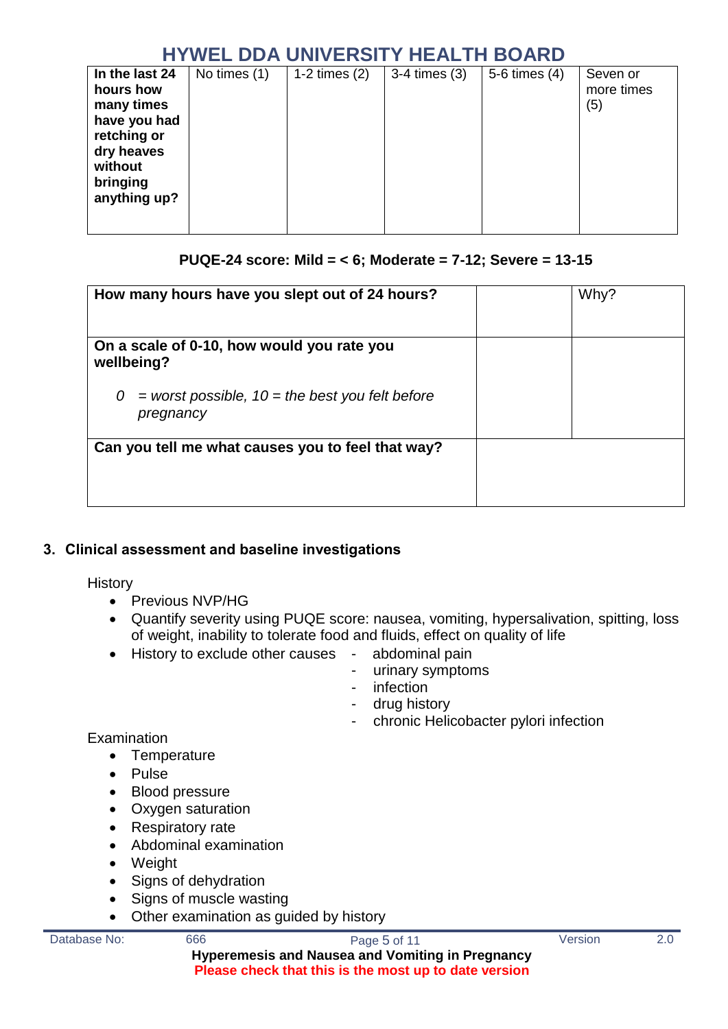| In the last 24 hours how many times have you had retching or dry heaves without bringing anything up? | No times (1) | 1-2 times (2) | 3-4 times (3) | 5-6 times (4) | Seven or more times (5) |
|---|---|---|---|---|---|

**PUQE-24 score: Mild = < 6; Moderate = 7-12; Severe = 13-15**

| How many hours have you slept out of 24 hours? | | Why? |
|---|---|---|
| **On a scale of 0-10, how would you rate you wellbeing?** <br> *0 = worst possible, 10 = the best you felt before pregnancy* | | |
| **Can you tell me what causes you to feel that way?** | | |

## 3. Clinical assessment and baseline investigations

History

- Previous NVP/HG
- Quantify severity using PUQE score: nausea, vomiting, hypersalivation, spitting, loss of weight, inability to tolerate food and fluids, effect on quality of life
- History to exclude other causes
  - abdominal pain
  - urinary symptoms
  - infection
  - drug history
  - chronic Helicobacter pylori infection

Examination

- Temperature
- Pulse
- Blood pressure
- Oxygen saturation
- Respiratory rate
- Abdominal examination
- Weight
- Signs of dehydration
- Signs of muscle wasting
- Other examination as guided by history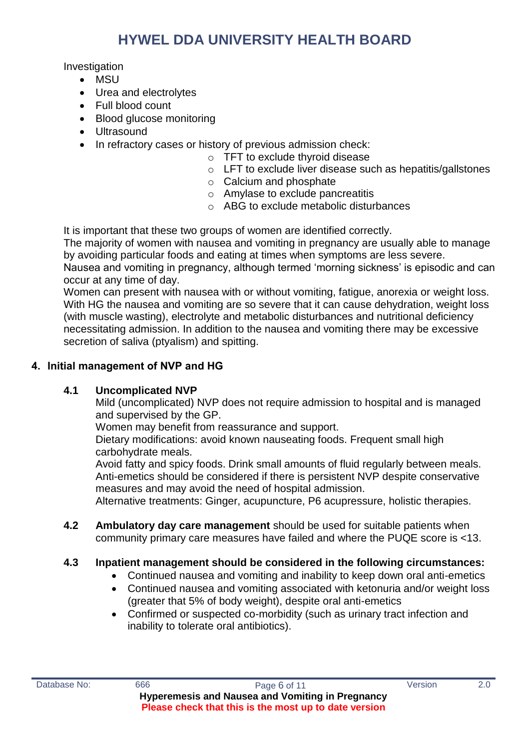Investigation

- MSU
- Urea and electrolytes
- Full blood count
- Blood glucose monitoring
- Ultrasound
- In refractory cases or history of previous admission check:
    - TFT to exclude thyroid disease
    - LFT to exclude liver disease such as hepatitis/gallstones
    - Calcium and phosphate
    - Amylase to exclude pancreatitis
    - ABG to exclude metabolic disturbances

It is important that these two groups of women are identified correctly.
The majority of women with nausea and vomiting in pregnancy are usually able to manage by avoiding particular foods and eating at times when symptoms are less severe.
Nausea and vomiting in pregnancy, although termed 'morning sickness' is episodic and can occur at any time of day.
Women can present with nausea with or without vomiting, fatigue, anorexia or weight loss. With HG the nausea and vomiting are so severe that it can cause dehydration, weight loss (with muscle wasting), electrolyte and metabolic disturbances and nutritional deficiency necessitating admission. In addition to the nausea and vomiting there may be excessive secretion of saliva (ptyalism) and spitting.

## 4. Initial management of NVP and HG

### 4.1 Uncomplicated NVP

Mild (uncomplicated) NVP does not require admission to hospital and is managed and supervised by the GP.
Women may benefit from reassurance and support.
Dietary modifications: avoid known nauseating foods. Frequent small high carbohydrate meals.
Avoid fatty and spicy foods. Drink small amounts of fluid regularly between meals.
Anti-emetics should be considered if there is persistent NVP despite conservative measures and may avoid the need of hospital admission.
Alternative treatments: Ginger, acupuncture, P6 acupressure, holistic therapies.

### 4.2 Ambulatory day care management

**Ambulatory day care management** should be used for suitable patients when community primary care measures have failed and where the PUQE score is <13.

### 4.3 Inpatient management should be considered in the following circumstances:

- Continued nausea and vomiting and inability to keep down oral anti-emetics
- Continued nausea and vomiting associated with ketonuria and/or weight loss (greater that 5% of body weight), despite oral anti-emetics
- Confirmed or suspected co-morbidity (such as urinary tract infection and inability to tolerate oral antibiotics).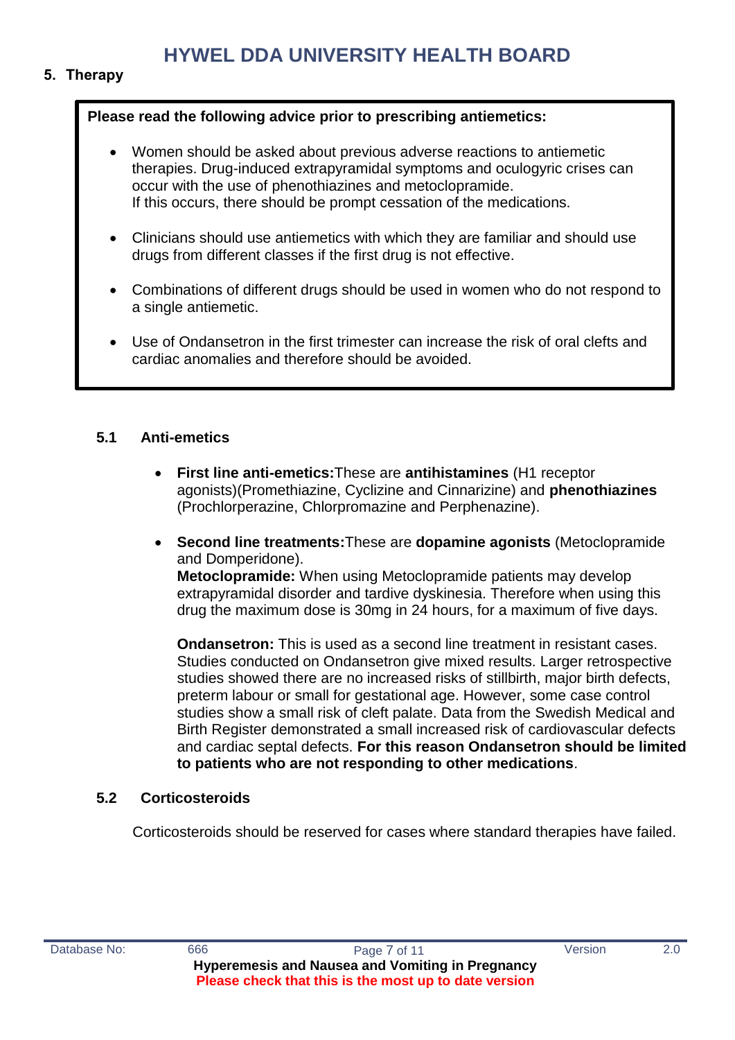## 5. Therapy

**Please read the following advice prior to prescribing antiemetics:**

- Women should be asked about previous adverse reactions to antiemetic therapies. Drug-induced extrapyramidal symptoms and oculogyric crises can occur with the use of phenothiazines and metoclopramide.
  If this occurs, there should be prompt cessation of the medications.

- Clinicians should use antiemetics with which they are familiar and should use drugs from different classes if the first drug is not effective.

- Combinations of different drugs should be used in women who do not respond to a single antiemetic.

- Use of Ondansetron in the first trimester can increase the risk of oral clefts and cardiac anomalies and therefore should be avoided.

### 5.1 Anti-emetics

- **First line anti-emetics:**These are **antihistamines** (H1 receptor agonists)(Promethiazine, Cyclizine and Cinnarizine) and **phenothiazines** (Prochlorperazine, Chlorpromazine and Perphenazine).

- **Second line treatments:**These are **dopamine agonists** (Metoclopramide and Domperidone).
  **Metoclopramide:** When using Metoclopramide patients may develop extrapyramidal disorder and tardive dyskinesia. Therefore when using this drug the maximum dose is 30mg in 24 hours, for a maximum of five days.

  **Ondansetron:** This is used as a second line treatment in resistant cases. Studies conducted on Ondansetron give mixed results. Larger retrospective studies showed there are no increased risks of stillbirth, major birth defects, preterm labour or small for gestational age. However, some case control studies show a small risk of cleft palate. Data from the Swedish Medical and Birth Register demonstrated a small increased risk of cardiovascular defects and cardiac septal defects. **For this reason Ondansetron should be limited to patients who are not responding to other medications**.

### 5.2 Corticosteroids

Corticosteroids should be reserved for cases where standard therapies have failed.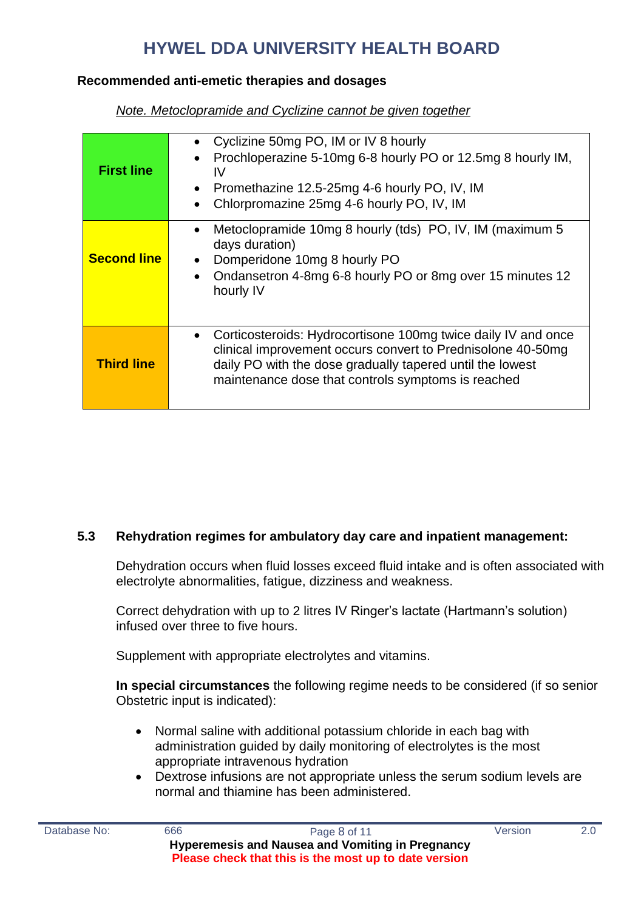**Recommended anti-emetic therapies and dosages**

*Note. Metoclopramide and Cyclizine cannot be given together*

| | |
|---|---|
| **First line** | • Cyclizine 50mg PO, IM or IV 8 hourly<br>• Prochloperazine 5-10mg 6-8 hourly PO or 12.5mg 8 hourly IM, IV<br>• Promethazine 12.5-25mg 4-6 hourly PO, IV, IM<br>• Chlorpromazine 25mg 4-6 hourly PO, IV, IM |
| **Second line** | • Metoclopramide 10mg 8 hourly (tds) PO, IV, IM (maximum 5 days duration)<br>• Domperidone 10mg 8 hourly PO<br>• Ondansetron 4-8mg 6-8 hourly PO or 8mg over 15 minutes 12 hourly IV |
| **Third line** | • Corticosteroids: Hydrocortisone 100mg twice daily IV and once clinical improvement occurs convert to Prednisolone 40-50mg daily PO with the dose gradually tapered until the lowest maintenance dose that controls symptoms is reached |

### 5.3 Rehydration regimes for ambulatory day care and inpatient management:

Dehydration occurs when fluid losses exceed fluid intake and is often associated with electrolyte abnormalities, fatigue, dizziness and weakness.

Correct dehydration with up to 2 litres IV Ringer's lactate (Hartmann's solution) infused over three to five hours.

Supplement with appropriate electrolytes and vitamins.

**In special circumstances** the following regime needs to be considered (if so senior Obstetric input is indicated):

- Normal saline with additional potassium chloride in each bag with administration guided by daily monitoring of electrolytes is the most appropriate intravenous hydration
- Dextrose infusions are not appropriate unless the serum sodium levels are normal and thiamine has been administered.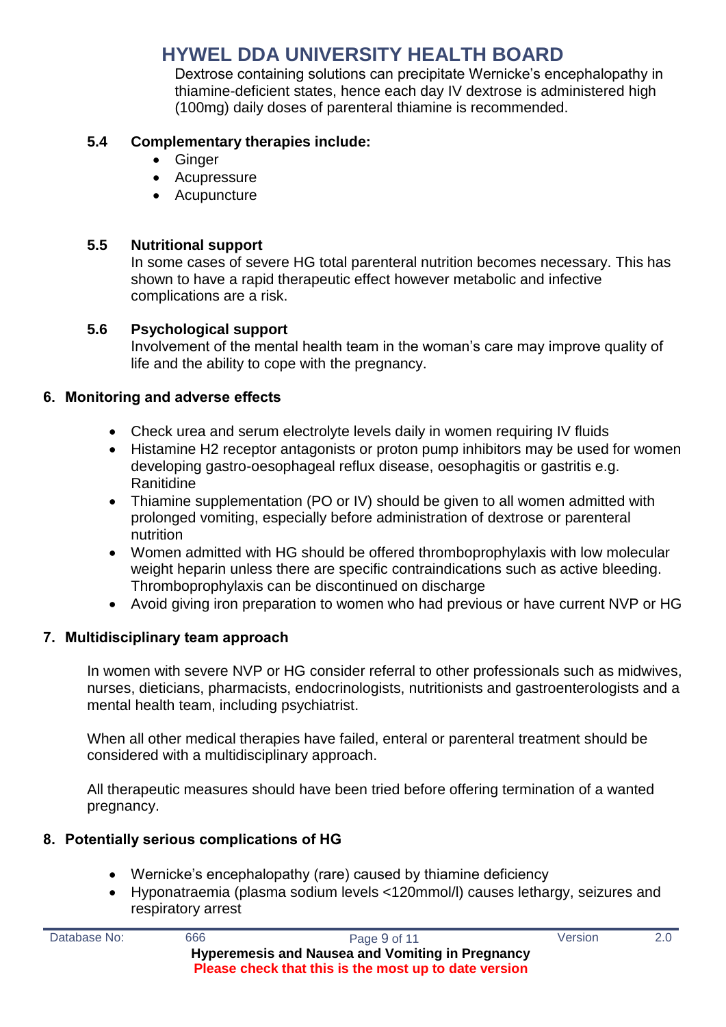Dextrose containing solutions can precipitate Wernicke's encephalopathy in thiamine-deficient states, hence each day IV dextrose is administered high (100mg) daily doses of parenteral thiamine is recommended.

### 5.4 Complementary therapies include:

- Ginger
- Acupressure
- Acupuncture

### 5.5 Nutritional support

In some cases of severe HG total parenteral nutrition becomes necessary. This has shown to have a rapid therapeutic effect however metabolic and infective complications are a risk.

### 5.6 Psychological support

Involvement of the mental health team in the woman's care may improve quality of life and the ability to cope with the pregnancy.

## 6. Monitoring and adverse effects

- Check urea and serum electrolyte levels daily in women requiring IV fluids
- Histamine H2 receptor antagonists or proton pump inhibitors may be used for women developing gastro-oesophageal reflux disease, oesophagitis or gastritis e.g. Ranitidine
- Thiamine supplementation (PO or IV) should be given to all women admitted with prolonged vomiting, especially before administration of dextrose or parenteral nutrition
- Women admitted with HG should be offered thromboprophylaxis with low molecular weight heparin unless there are specific contraindications such as active bleeding. Thromboprophylaxis can be discontinued on discharge
- Avoid giving iron preparation to women who had previous or have current NVP or HG

## 7. Multidisciplinary team approach

In women with severe NVP or HG consider referral to other professionals such as midwives, nurses, dieticians, pharmacists, endocrinologists, nutritionists and gastroenterologists and a mental health team, including psychiatrist.

When all other medical therapies have failed, enteral or parenteral treatment should be considered with a multidisciplinary approach.

All therapeutic measures should have been tried before offering termination of a wanted pregnancy.

## 8. Potentially serious complications of HG

- Wernicke's encephalopathy (rare) caused by thiamine deficiency
- Hyponatraemia (plasma sodium levels <120mmol/l) causes lethargy, seizures and respiratory arrest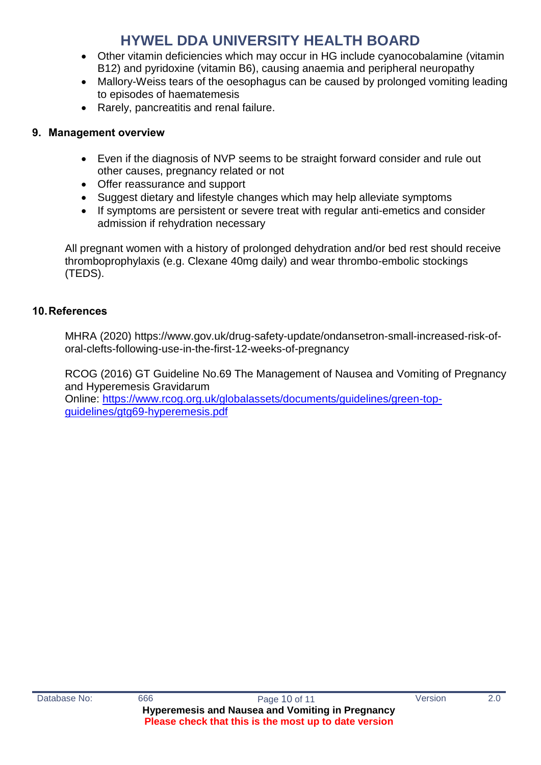- Other vitamin deficiencies which may occur in HG include cyanocobalamine (vitamin B12) and pyridoxine (vitamin B6), causing anaemia and peripheral neuropathy
- Mallory-Weiss tears of the oesophagus can be caused by prolonged vomiting leading to episodes of haematemesis
- Rarely, pancreatitis and renal failure.

## 9. Management overview

- Even if the diagnosis of NVP seems to be straight forward consider and rule out other causes, pregnancy related or not
- Offer reassurance and support
- Suggest dietary and lifestyle changes which may help alleviate symptoms
- If symptoms are persistent or severe treat with regular anti-emetics and consider admission if rehydration necessary

All pregnant women with a history of prolonged dehydration and/or bed rest should receive thromboprophylaxis (e.g. Clexane 40mg daily) and wear thrombo-embolic stockings (TEDS).

## 10. References

MHRA (2020) https://www.gov.uk/drug-safety-update/ondansetron-small-increased-risk-of-oral-clefts-following-use-in-the-first-12-weeks-of-pregnancy

RCOG (2016) GT Guideline No.69 The Management of Nausea and Vomiting of Pregnancy and Hyperemesis Gravidarum
Online: [https://www.rcog.org.uk/globalassets/documents/guidelines/green-top-guidelines/gtg69-hyperemesis.pdf](https://www.rcog.org.uk/globalassets/documents/guidelines/green-top-guidelines/gtg69-hyperemesis.pdf)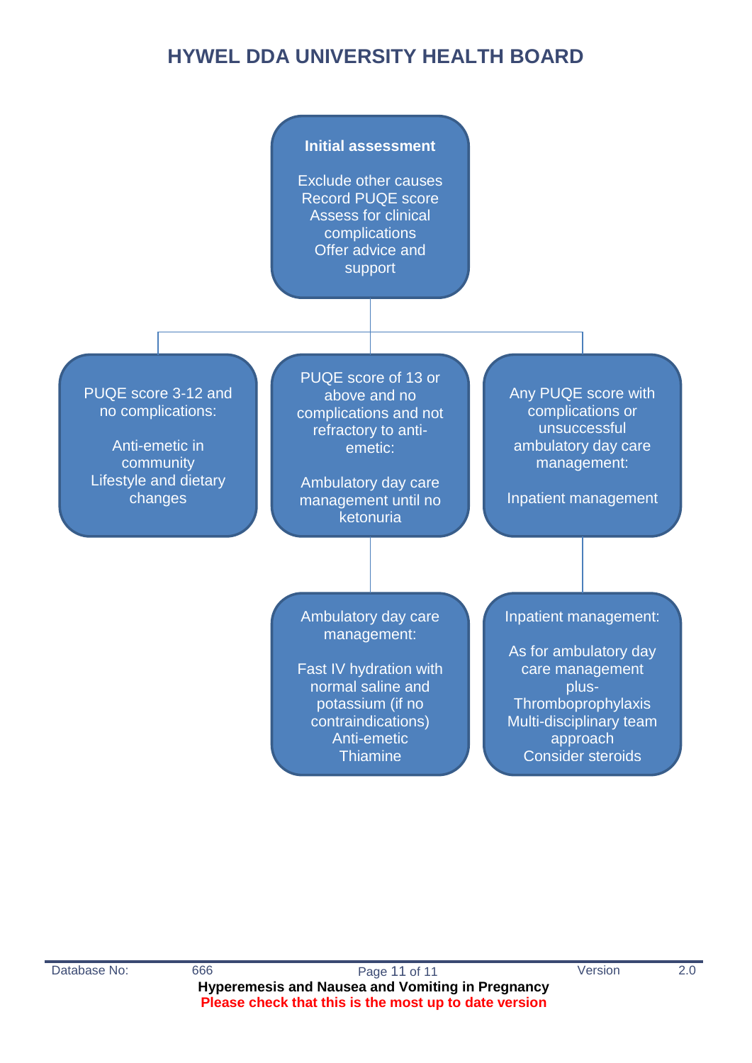# HYWEL DDA UNIVERSITY HEALTH BOARD

**Initial assessment**

Exclude other causes
Record PUQE score
Assess for clinical complications
Offer advice and support

PUQE score 3-12 and no complications:

Anti-emetic in community
Lifestyle and dietary changes

PUQE score of 13 or above and no complications and not refractory to anti-emetic:

Ambulatory day care management until no ketonuria

Any PUQE score with complications or unsuccessful ambulatory day care management:

Inpatient management

Ambulatory day care management:

Fast IV hydration with normal saline and potassium (if no contraindications)
Anti-emetic
Thiamine

Inpatient management:

As for ambulatory day care management plus-
Thromboprophylaxis
Multi-disciplinary team approach
Consider steroids